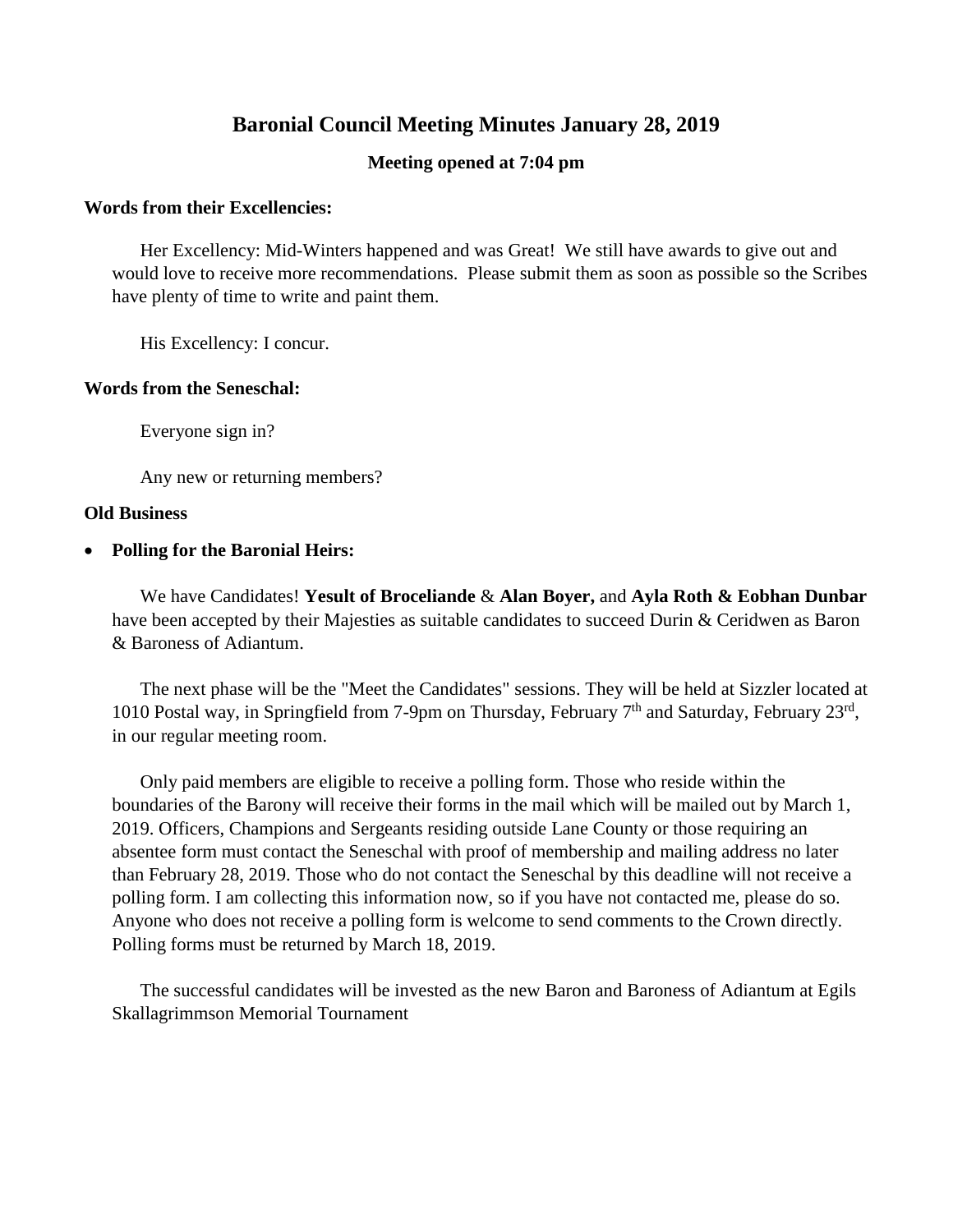# Baronial Council Meeting Minutes January 28, 2019

**Meeting opened at 7:04 pm**

**Words from their Excellencies:**

Her Excellency: Mid-Winters happened and was Great! We still have awards to give out and would love to receive more recommendations. Please submit them as soon as possible so the Scribes have plenty of time to write and paint them.

His Excellency: I concur.

**Words from the Seneschal:**

Everyone sign in?

Any new or returning members?

**Old Business**

- **Polling for the Baronial Heirs:**

  We have Candidates! **Yesult of Broceliande** & **Alan Boyer,** and **Ayla Roth & Eobhan Dunbar** have been accepted by their Majesties as suitable candidates to succeed Durin & Ceridwen as Baron & Baroness of Adiantum.

  The next phase will be the "Meet the Candidates" sessions. They will be held at Sizzler located at 1010 Postal way, in Springfield from 7-9pm on Thursday, February 7th and Saturday, February 23rd, in our regular meeting room.

  Only paid members are eligible to receive a polling form. Those who reside within the boundaries of the Barony will receive their forms in the mail which will be mailed out by March 1, 2019. Officers, Champions and Sergeants residing outside Lane County or those requiring an absentee form must contact the Seneschal with proof of membership and mailing address no later than February 28, 2019. Those who do not contact the Seneschal by this deadline will not receive a polling form. I am collecting this information now, so if you have not contacted me, please do so. Anyone who does not receive a polling form is welcome to send comments to the Crown directly. Polling forms must be returned by March 18, 2019.

  The successful candidates will be invested as the new Baron and Baroness of Adiantum at Egils Skallagrimmson Memorial Tournament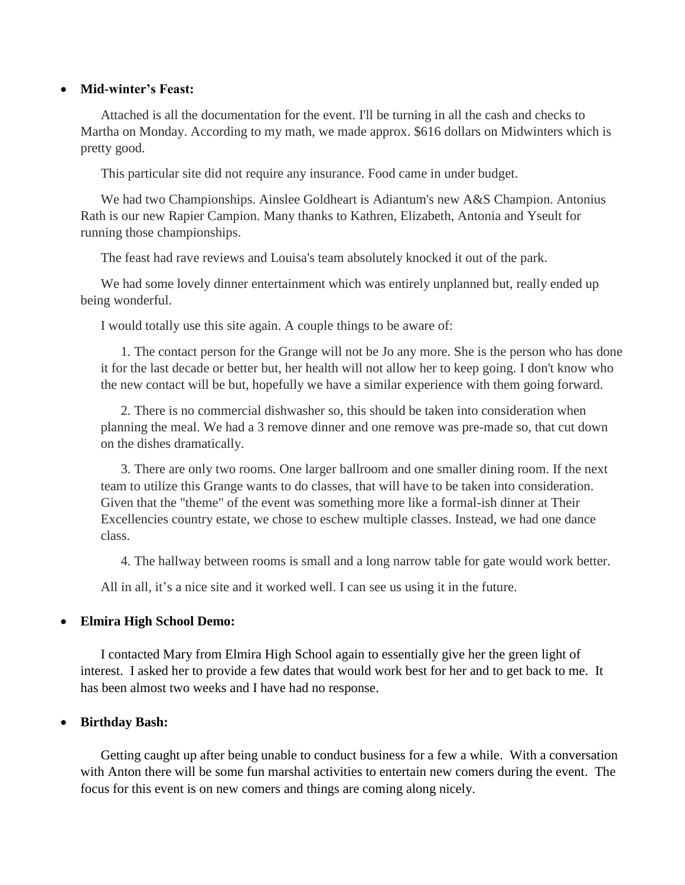- **Mid-winter's Feast:**

Attached is all the documentation for the event. I'll be turning in all the cash and checks to Martha on Monday. According to my math, we made approx. $616 dollars on Midwinters which is pretty good.

This particular site did not require any insurance. Food came in under budget.

We had two Championships. Ainslee Goldheart is Adiantum's new A&S Champion. Antonius Rath is our new Rapier Campion. Many thanks to Kathren, Elizabeth, Antonia and Yseult for running those championships.

The feast had rave reviews and Louisa's team absolutely knocked it out of the park.

We had some lovely dinner entertainment which was entirely unplanned but, really ended up being wonderful.

I would totally use this site again. A couple things to be aware of:

1. The contact person for the Grange will not be Jo any more. She is the person who has done it for the last decade or better but, her health will not allow her to keep going. I don't know who the new contact will be but, hopefully we have a similar experience with them going forward.

2. There is no commercial dishwasher so, this should be taken into consideration when planning the meal. We had a 3 remove dinner and one remove was pre-made so, that cut down on the dishes dramatically.

3. There are only two rooms. One larger ballroom and one smaller dining room. If the next team to utilize this Grange wants to do classes, that will have to be taken into consideration. Given that the "theme" of the event was something more like a formal-ish dinner at Their Excellencies country estate, we chose to eschew multiple classes. Instead, we had one dance class.

4. The hallway between rooms is small and a long narrow table for gate would work better.

All in all, it's a nice site and it worked well. I can see us using it in the future.

- **Elmira High School Demo:**

I contacted Mary from Elmira High School again to essentially give her the green light of interest. I asked her to provide a few dates that would work best for her and to get back to me. It has been almost two weeks and I have had no response.

- **Birthday Bash:**

Getting caught up after being unable to conduct business for a few a while. With a conversation with Anton there will be some fun marshal activities to entertain new comers during the event. The focus for this event is on new comers and things are coming along nicely.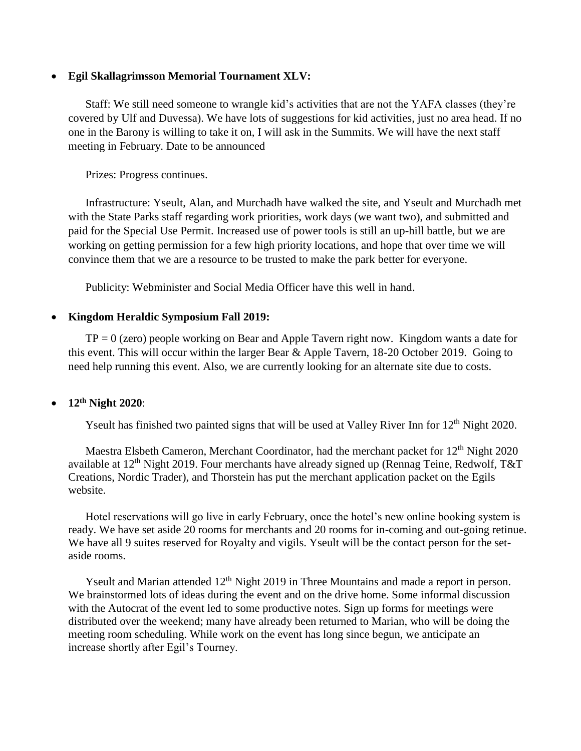- **Egil Skallagrimsson Memorial Tournament XLV:**

  Staff: We still need someone to wrangle kid's activities that are not the YAFA classes (they're covered by Ulf and Duvessa). We have lots of suggestions for kid activities, just no area head. If no one in the Barony is willing to take it on, I will ask in the Summits. We will have the next staff meeting in February. Date to be announced

  Prizes: Progress continues.

  Infrastructure: Yseult, Alan, and Murchadh have walked the site, and Yseult and Murchadh met with the State Parks staff regarding work priorities, work days (we want two), and submitted and paid for the Special Use Permit. Increased use of power tools is still an up-hill battle, but we are working on getting permission for a few high priority locations, and hope that over time we will convince them that we are a resource to be trusted to make the park better for everyone.

  Publicity: Webminister and Social Media Officer have this well in hand.

- **Kingdom Heraldic Symposium Fall 2019:**

  TP = 0 (zero) people working on Bear and Apple Tavern right now. Kingdom wants a date for this event. This will occur within the larger Bear & Apple Tavern, 18-20 October 2019. Going to need help running this event. Also, we are currently looking for an alternate site due to costs.

- **12th Night 2020**:

  Yseult has finished two painted signs that will be used at Valley River Inn for 12th Night 2020.

  Maestra Elsbeth Cameron, Merchant Coordinator, had the merchant packet for 12th Night 2020 available at 12th Night 2019. Four merchants have already signed up (Rennag Teine, Redwolf, T&T Creations, Nordic Trader), and Thorstein has put the merchant application packet on the Egils website.

  Hotel reservations will go live in early February, once the hotel's new online booking system is ready. We have set aside 20 rooms for merchants and 20 rooms for in-coming and out-going retinue. We have all 9 suites reserved for Royalty and vigils. Yseult will be the contact person for the set-aside rooms.

  Yseult and Marian attended 12th Night 2019 in Three Mountains and made a report in person. We brainstormed lots of ideas during the event and on the drive home. Some informal discussion with the Autocrat of the event led to some productive notes. Sign up forms for meetings were distributed over the weekend; many have already been returned to Marian, who will be doing the meeting room scheduling. While work on the event has long since begun, we anticipate an increase shortly after Egil's Tourney.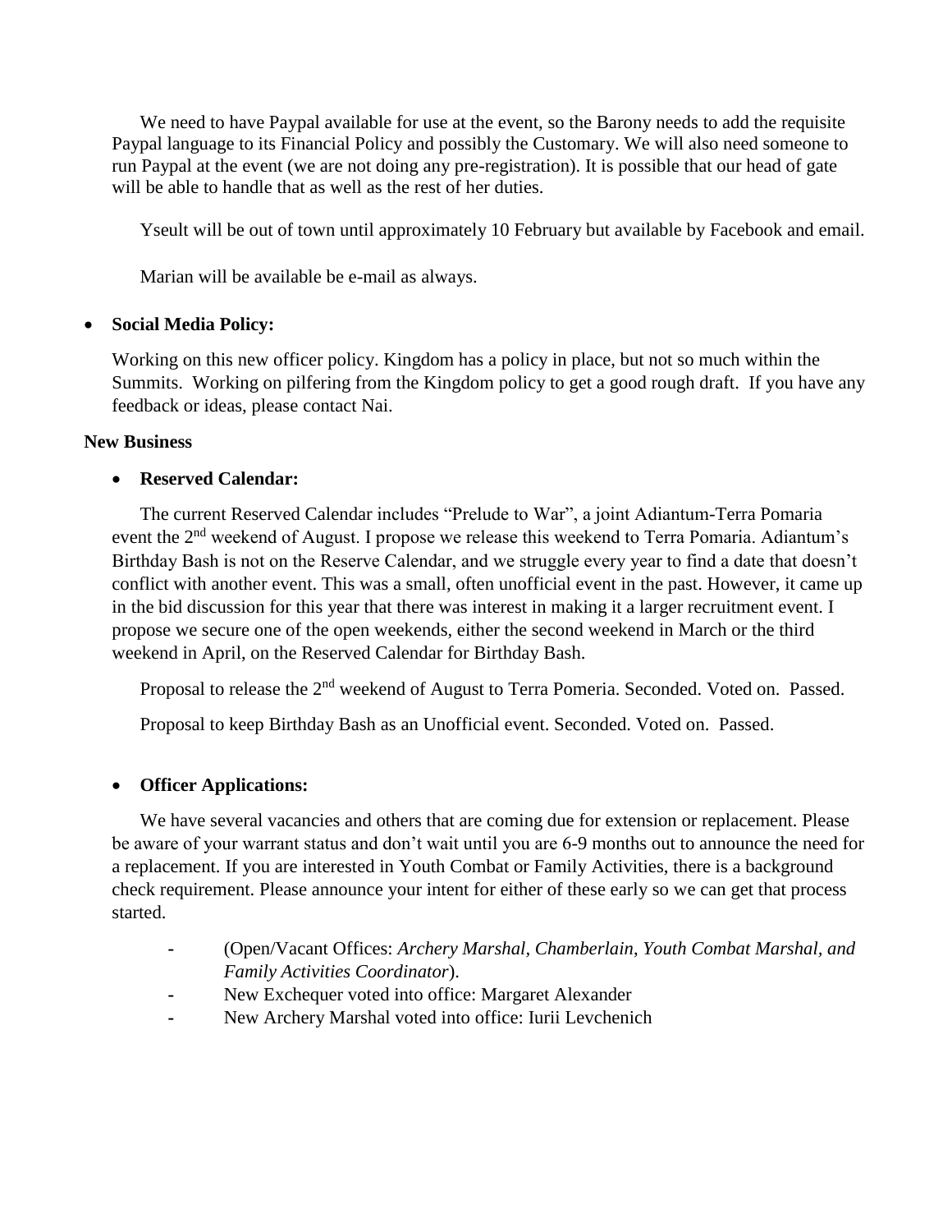We need to have Paypal available for use at the event, so the Barony needs to add the requisite Paypal language to its Financial Policy and possibly the Customary. We will also need someone to run Paypal at the event (we are not doing any pre-registration). It is possible that our head of gate will be able to handle that as well as the rest of her duties.

Yseult will be out of town until approximately 10 February but available by Facebook and email.

Marian will be available be e-mail as always.

- **Social Media Policy:**

  Working on this new officer policy. Kingdom has a policy in place, but not so much within the Summits. Working on pilfering from the Kingdom policy to get a good rough draft. If you have any feedback or ideas, please contact Nai.

**New Business**

- **Reserved Calendar:**

  The current Reserved Calendar includes "Prelude to War", a joint Adiantum-Terra Pomaria event the 2nd weekend of August. I propose we release this weekend to Terra Pomaria. Adiantum's Birthday Bash is not on the Reserve Calendar, and we struggle every year to find a date that doesn't conflict with another event. This was a small, often unofficial event in the past. However, it came up in the bid discussion for this year that there was interest in making it a larger recruitment event. I propose we secure one of the open weekends, either the second weekend in March or the third weekend in April, on the Reserved Calendar for Birthday Bash.

  Proposal to release the 2nd weekend of August to Terra Pomeria. Seconded. Voted on. Passed.

  Proposal to keep Birthday Bash as an Unofficial event. Seconded. Voted on. Passed.

- **Officer Applications:**

  We have several vacancies and others that are coming due for extension or replacement. Please be aware of your warrant status and don't wait until you are 6-9 months out to announce the need for a replacement. If you are interested in Youth Combat or Family Activities, there is a background check requirement. Please announce your intent for either of these early so we can get that process started.

  - (Open/Vacant Offices: *Archery Marshal, Chamberlain, Youth Combat Marshal, and Family Activities Coordinator*).
  - New Exchequer voted into office: Margaret Alexander
  - New Archery Marshal voted into office: Iurii Levchenich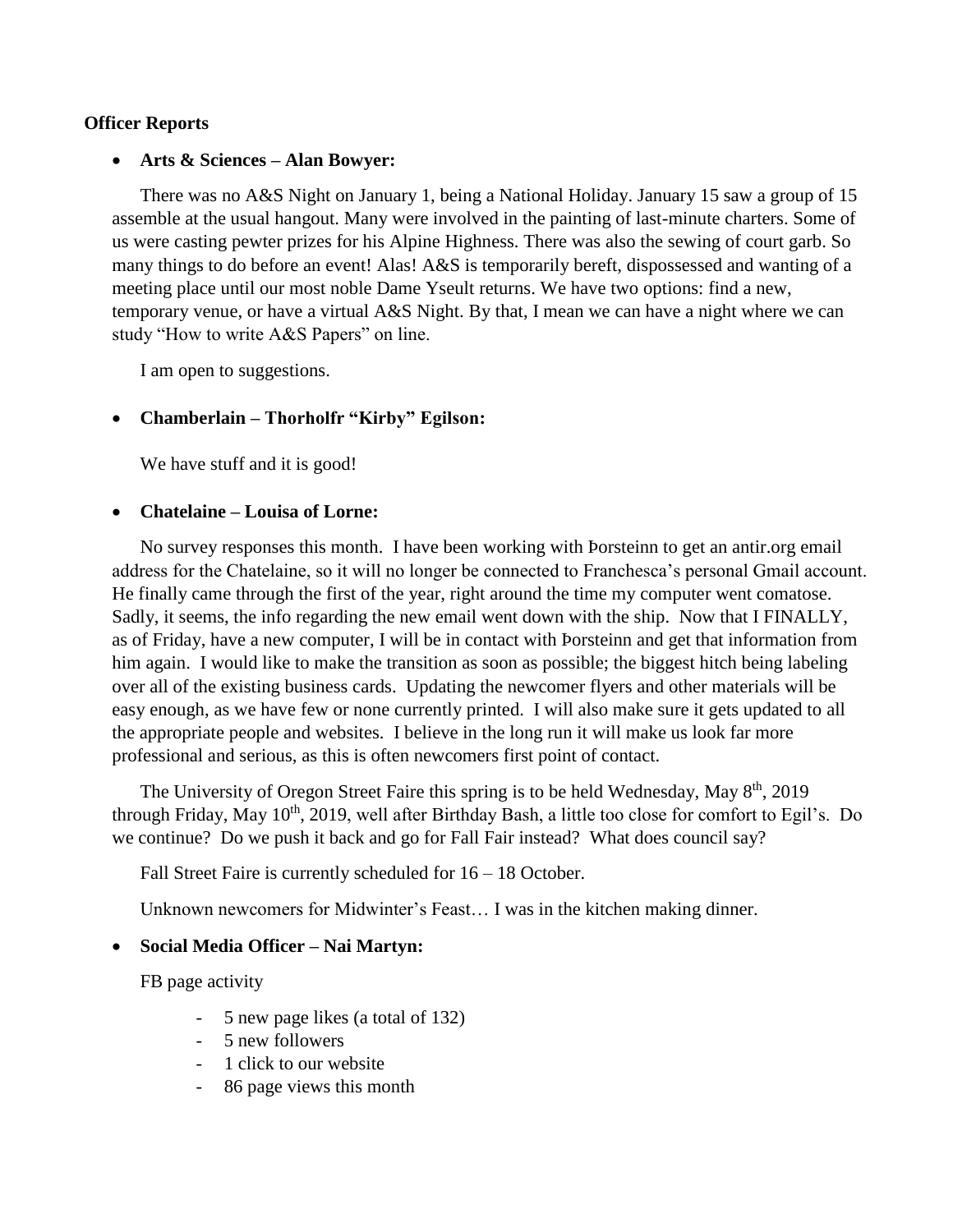**Officer Reports**

- **Arts & Sciences – Alan Bowyer:**

  There was no A&S Night on January 1, being a National Holiday. January 15 saw a group of 15 assemble at the usual hangout. Many were involved in the painting of last-minute charters. Some of us were casting pewter prizes for his Alpine Highness. There was also the sewing of court garb. So many things to do before an event! Alas! A&S is temporarily bereft, dispossessed and wanting of a meeting place until our most noble Dame Yseult returns. We have two options: find a new, temporary venue, or have a virtual A&S Night. By that, I mean we can have a night where we can study "How to write A&S Papers" on line.

  I am open to suggestions.

- **Chamberlain – Thorholfr "Kirby" Egilson:**

  We have stuff and it is good!

- **Chatelaine – Louisa of Lorne:**

  No survey responses this month. I have been working with Þorsteinn to get an antir.org email address for the Chatelaine, so it will no longer be connected to Franchesca's personal Gmail account. He finally came through the first of the year, right around the time my computer went comatose. Sadly, it seems, the info regarding the new email went down with the ship. Now that I FINALLY, as of Friday, have a new computer, I will be in contact with Þorsteinn and get that information from him again. I would like to make the transition as soon as possible; the biggest hitch being labeling over all of the existing business cards. Updating the newcomer flyers and other materials will be easy enough, as we have few or none currently printed. I will also make sure it gets updated to all the appropriate people and websites. I believe in the long run it will make us look far more professional and serious, as this is often newcomers first point of contact.

  The University of Oregon Street Faire this spring is to be held Wednesday, May 8th, 2019 through Friday, May 10th, 2019, well after Birthday Bash, a little too close for comfort to Egil's. Do we continue? Do we push it back and go for Fall Fair instead? What does council say?

  Fall Street Faire is currently scheduled for 16 – 18 October.

  Unknown newcomers for Midwinter's Feast… I was in the kitchen making dinner.

- **Social Media Officer – Nai Martyn:**

  FB page activity

  - 5 new page likes (a total of 132)
  - 5 new followers
  - 1 click to our website
  - 86 page views this month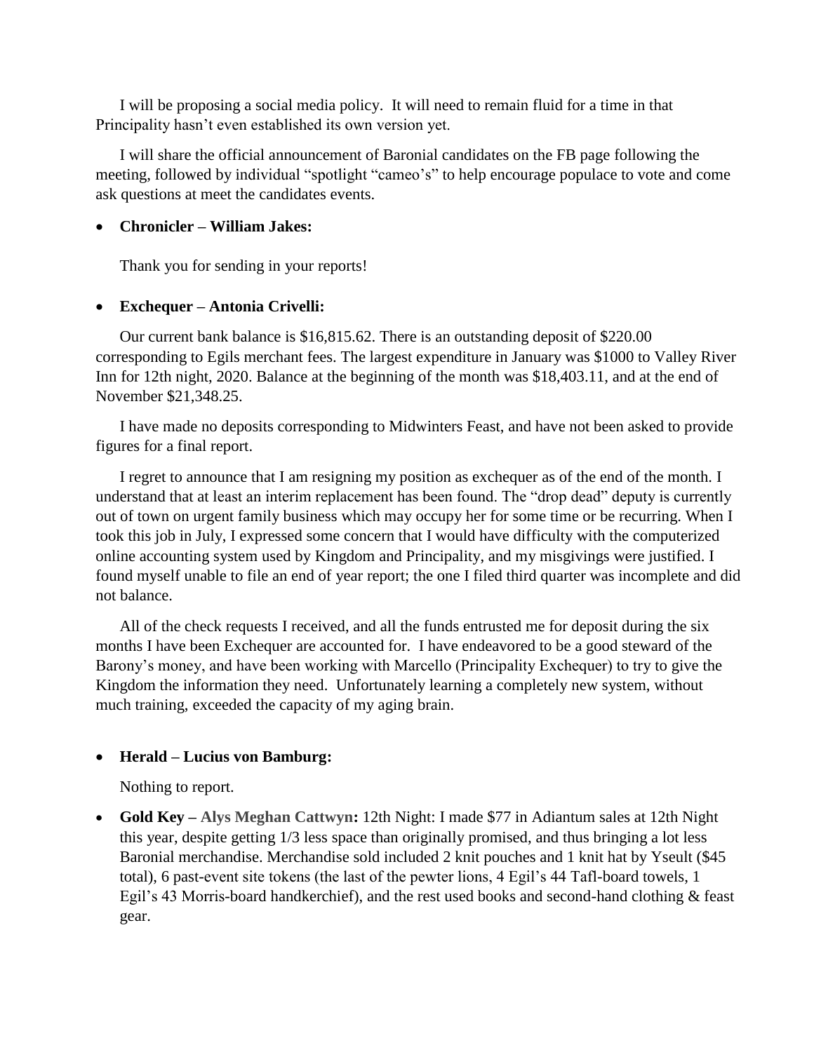I will be proposing a social media policy. It will need to remain fluid for a time in that Principality hasn't even established its own version yet.

I will share the official announcement of Baronial candidates on the FB page following the meeting, followed by individual "spotlight "cameo's" to help encourage populace to vote and come ask questions at meet the candidates events.

- **Chronicler – William Jakes:**

  Thank you for sending in your reports!

- **Exchequer – Antonia Crivelli:**

  Our current bank balance is $16,815.62. There is an outstanding deposit of $220.00 corresponding to Egils merchant fees. The largest expenditure in January was $1000 to Valley River Inn for 12th night, 2020. Balance at the beginning of the month was $18,403.11, and at the end of November $21,348.25.

  I have made no deposits corresponding to Midwinters Feast, and have not been asked to provide figures for a final report.

  I regret to announce that I am resigning my position as exchequer as of the end of the month. I understand that at least an interim replacement has been found. The "drop dead" deputy is currently out of town on urgent family business which may occupy her for some time or be recurring. When I took this job in July, I expressed some concern that I would have difficulty with the computerized online accounting system used by Kingdom and Principality, and my misgivings were justified. I found myself unable to file an end of year report; the one I filed third quarter was incomplete and did not balance.

  All of the check requests I received, and all the funds entrusted me for deposit during the six months I have been Exchequer are accounted for. I have endeavored to be a good steward of the Barony's money, and have been working with Marcello (Principality Exchequer) to try to give the Kingdom the information they need. Unfortunately learning a completely new system, without much training, exceeded the capacity of my aging brain.

- **Herald – Lucius von Bamburg:**

  Nothing to report.

- **Gold Key – Alys Meghan Cattwyn:** 12th Night: I made $77 in Adiantum sales at 12th Night this year, despite getting 1/3 less space than originally promised, and thus bringing a lot less Baronial merchandise. Merchandise sold included 2 knit pouches and 1 knit hat by Yseult ($45 total), 6 past-event site tokens (the last of the pewter lions, 4 Egil's 44 Tafl-board towels, 1 Egil's 43 Morris-board handkerchief), and the rest used books and second-hand clothing & feast gear.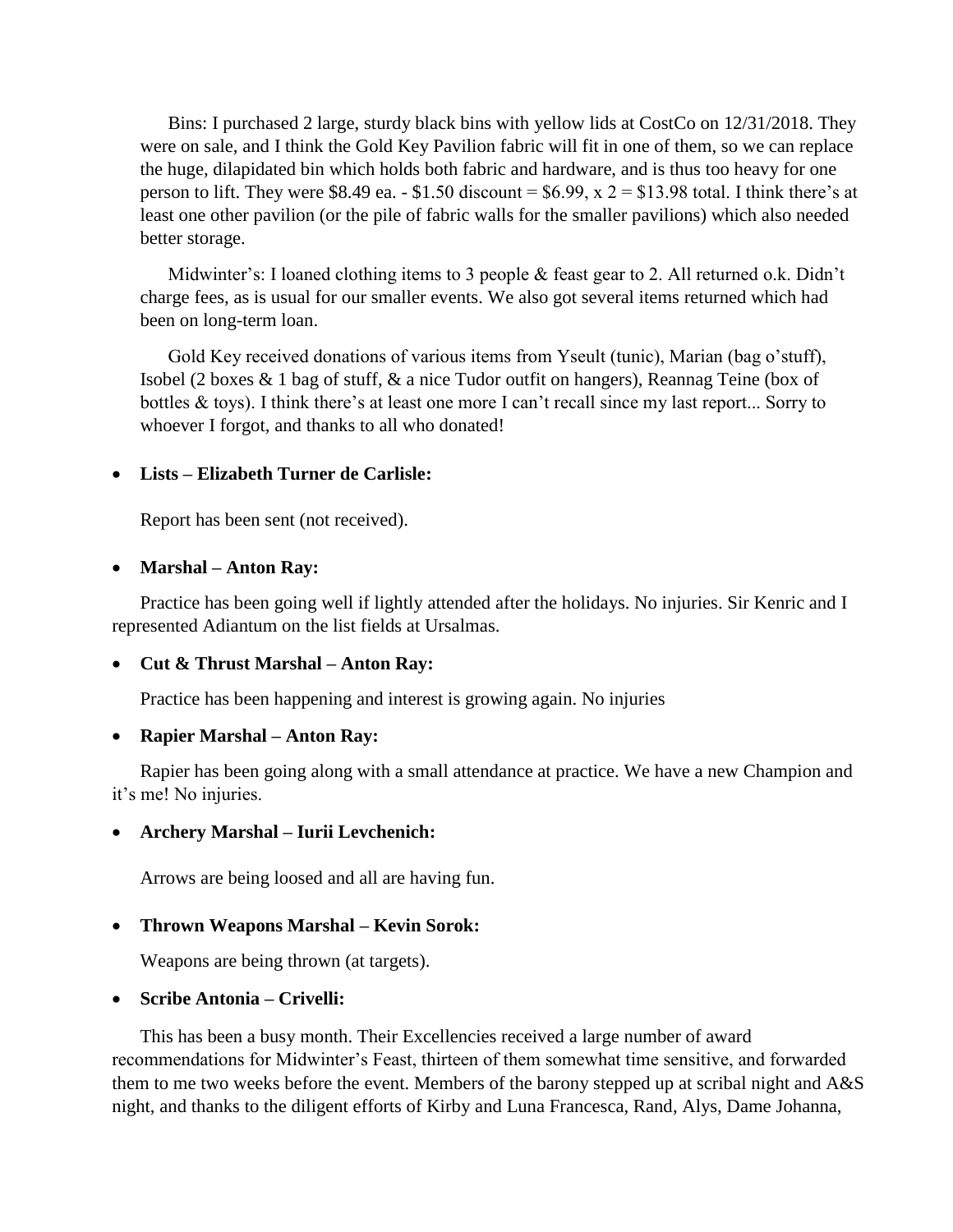Bins: I purchased 2 large, sturdy black bins with yellow lids at CostCo on 12/31/2018. They were on sale, and I think the Gold Key Pavilion fabric will fit in one of them, so we can replace the huge, dilapidated bin which holds both fabric and hardware, and is thus too heavy for one person to lift. They were $8.49 ea. - $1.50 discount = $6.99, x 2 = $13.98 total. I think there's at least one other pavilion (or the pile of fabric walls for the smaller pavilions) which also needed better storage.

Midwinter's: I loaned clothing items to 3 people & feast gear to 2. All returned o.k. Didn't charge fees, as is usual for our smaller events. We also got several items returned which had been on long-term loan.

Gold Key received donations of various items from Yseult (tunic), Marian (bag o'stuff), Isobel (2 boxes & 1 bag of stuff, & a nice Tudor outfit on hangers), Reannag Teine (box of bottles & toys). I think there's at least one more I can't recall since my last report... Sorry to whoever I forgot, and thanks to all who donated!

- **Lists – Elizabeth Turner de Carlisle:**

  Report has been sent (not received).

- **Marshal – Anton Ray:**

  Practice has been going well if lightly attended after the holidays. No injuries. Sir Kenric and I represented Adiantum on the list fields at Ursalmas.

- **Cut & Thrust Marshal – Anton Ray:**

  Practice has been happening and interest is growing again. No injuries

- **Rapier Marshal – Anton Ray:**

  Rapier has been going along with a small attendance at practice. We have a new Champion and it's me! No injuries.

- **Archery Marshal – Iurii Levchenich:**

  Arrows are being loosed and all are having fun.

- **Thrown Weapons Marshal – Kevin Sorok:**

  Weapons are being thrown (at targets).

- **Scribe Antonia – Crivelli:**

  This has been a busy month. Their Excellencies received a large number of award recommendations for Midwinter's Feast, thirteen of them somewhat time sensitive, and forwarded them to me two weeks before the event. Members of the barony stepped up at scribal night and A&S night, and thanks to the diligent efforts of Kirby and Luna Francesca, Rand, Alys, Dame Johanna,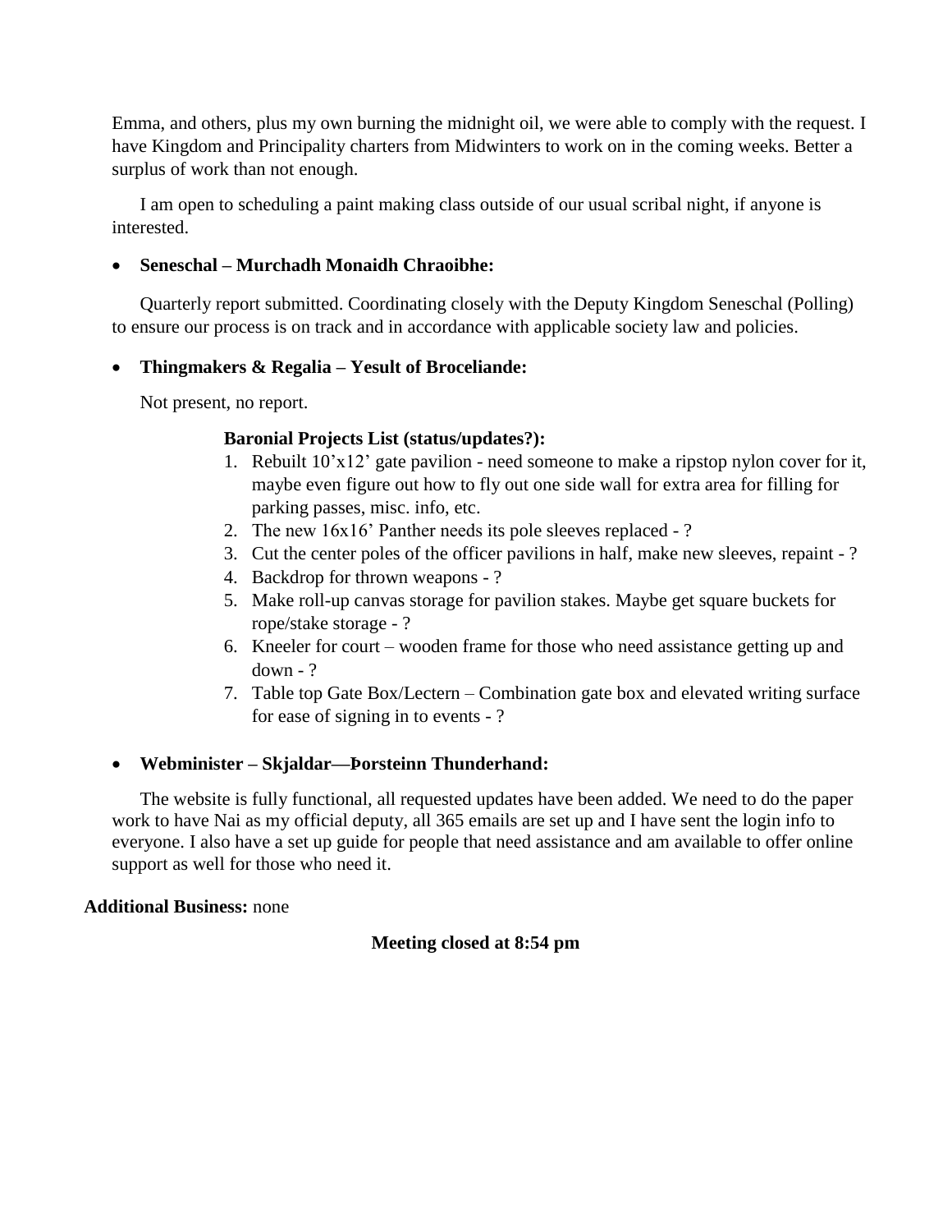Emma, and others, plus my own burning the midnight oil, we were able to comply with the request. I have Kingdom and Principality charters from Midwinters to work on in the coming weeks. Better a surplus of work than not enough.

I am open to scheduling a paint making class outside of our usual scribal night, if anyone is interested.

- **Seneschal – Murchadh Monaidh Chraoibhe:**

Quarterly report submitted. Coordinating closely with the Deputy Kingdom Seneschal (Polling) to ensure our process is on track and in accordance with applicable society law and policies.

- **Thingmakers & Regalia – Yesult of Broceliande:**

Not present, no report.

**Baronial Projects List (status/updates?):**

1. Rebuilt 10'x12' gate pavilion - need someone to make a ripstop nylon cover for it, maybe even figure out how to fly out one side wall for extra area for filling for parking passes, misc. info, etc.
2. The new 16x16' Panther needs its pole sleeves replaced - ?
3. Cut the center poles of the officer pavilions in half, make new sleeves, repaint - ?
4. Backdrop for thrown weapons - ?
5. Make roll-up canvas storage for pavilion stakes. Maybe get square buckets for rope/stake storage - ?
6. Kneeler for court – wooden frame for those who need assistance getting up and down - ?
7. Table top Gate Box/Lectern – Combination gate box and elevated writing surface for ease of signing in to events - ?

- **Webminister – Skjaldar—Þorsteinn Thunderhand:**

The website is fully functional, all requested updates have been added. We need to do the paper work to have Nai as my official deputy, all 365 emails are set up and I have sent the login info to everyone. I also have a set up guide for people that need assistance and am available to offer online support as well for those who need it.

**Additional Business:** none

**Meeting closed at 8:54 pm**